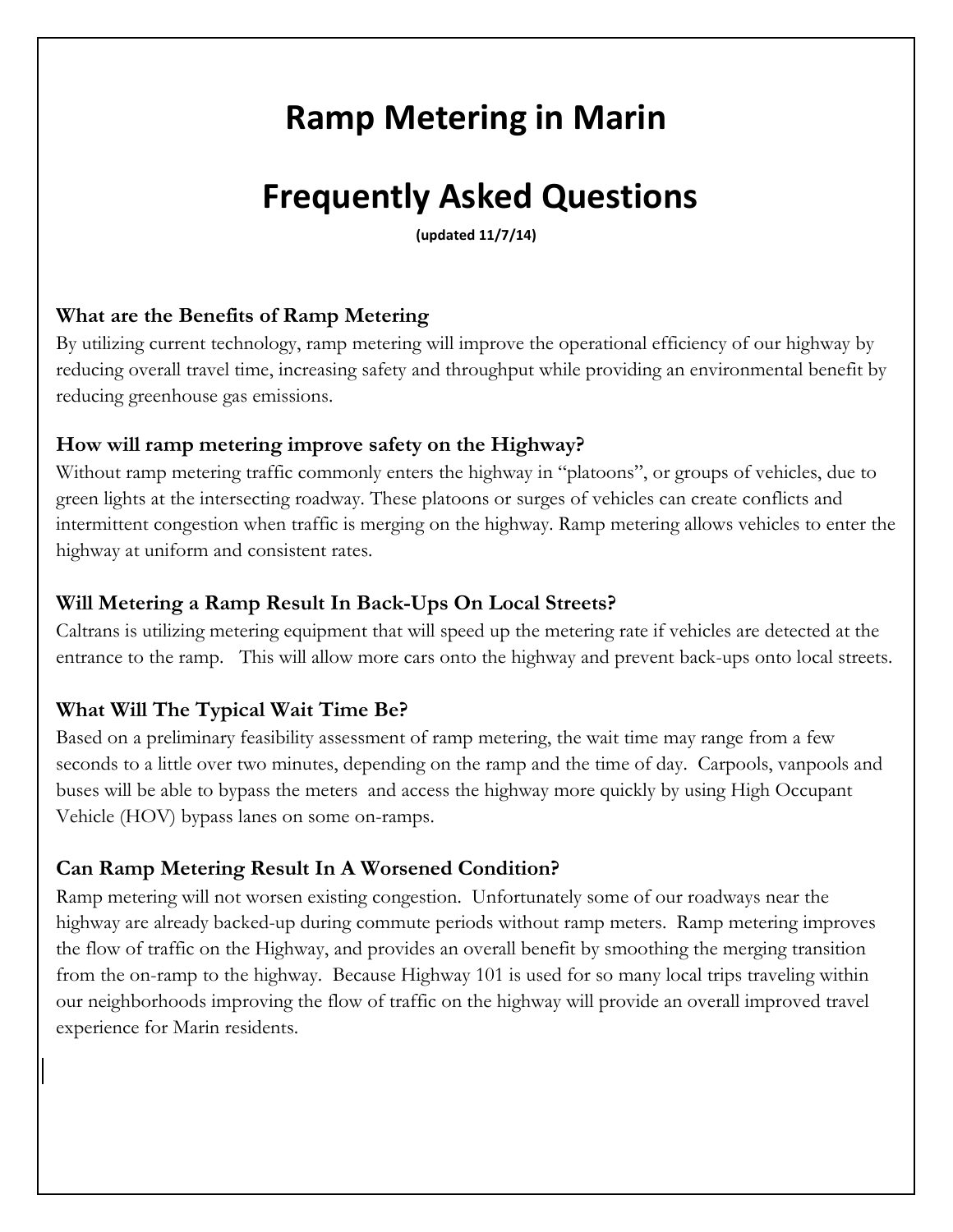# Ramp Metering in Marin

# Frequently Asked Questions

**(updated 11/7/14)**

### What are the Benefits of Ramp Metering

By utilizing current technology, ramp metering will improve the operational efficiency of our highway by reducing overall travel time, increasing safety and throughput while providing an environmental benefit by reducing greenhouse gas emissions.

### How will ramp metering improve safety on the Highway?

Without ramp metering traffic commonly enters the highway in "platoons", or groups of vehicles, due to green lights at the intersecting roadway. These platoons or surges of vehicles can create conflicts and intermittent congestion when traffic is merging on the highway. Ramp metering allows vehicles to enter the highway at uniform and consistent rates.

### Will Metering a Ramp Result In Back-Ups On Local Streets?

Caltrans is utilizing metering equipment that will speed up the metering rate if vehicles are detected at the entrance to the ramp. This will allow more cars onto the highway and prevent back-ups onto local streets.

### What Will The Typical Wait Time Be?

Based on a preliminary feasibility assessment of ramp metering, the wait time may range from a few seconds to a little over two minutes, depending on the ramp and the time of day. Carpools, vanpools and buses will be able to bypass the meters and access the highway more quickly by using High Occupant Vehicle (HOV) bypass lanes on some on-ramps.

### Can Ramp Metering Result In A Worsened Condition?

Ramp metering will not worsen existing congestion. Unfortunately some of our roadways near the highway are already backed-up during commute periods without ramp meters. Ramp metering improves the flow of traffic on the Highway, and provides an overall benefit by smoothing the merging transition from the on-ramp to the highway. Because Highway 101 is used for so many local trips traveling within our neighborhoods improving the flow of traffic on the highway will provide an overall improved travel experience for Marin residents.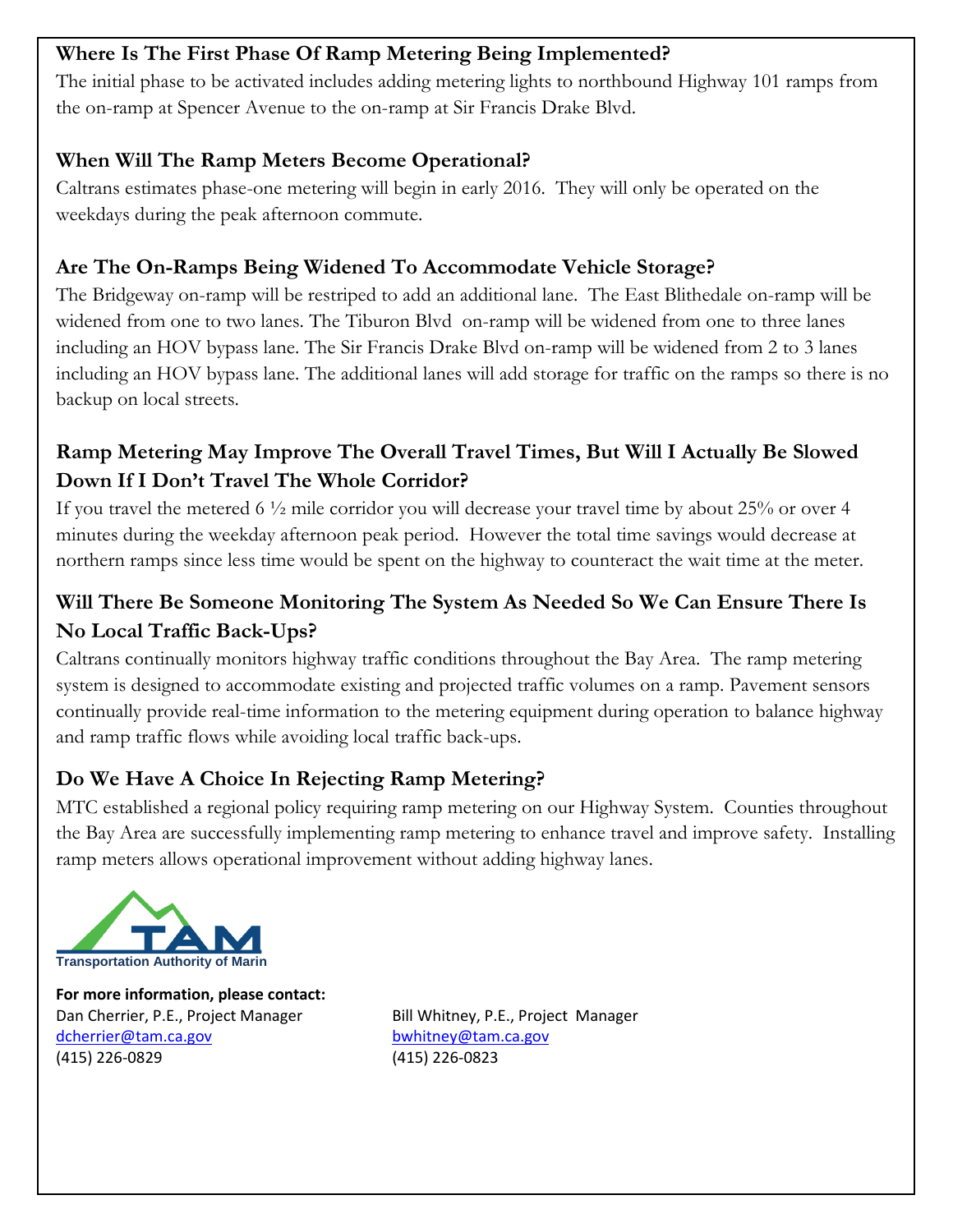**Where Is The First Phase Of Ramp Metering Being Implemented?**

The initial phase to be activated includes adding metering lights to northbound Highway 101 ramps from the on-ramp at Spencer Avenue to the on-ramp at Sir Francis Drake Blvd.

**When Will The Ramp Meters Become Operational?**

Caltrans estimates phase-one metering will begin in early 2016. They will only be operated on the weekdays during the peak afternoon commute.

**Are The On-Ramps Being Widened To Accommodate Vehicle Storage?**

The Bridgeway on-ramp will be restriped to add an additional lane. The East Blithedale on-ramp will be widened from one to two lanes. The Tiburon Blvd on-ramp will be widened from one to three lanes including an HOV bypass lane. The Sir Francis Drake Blvd on-ramp will be widened from 2 to 3 lanes including an HOV bypass lane. The additional lanes will add storage for traffic on the ramps so there is no backup on local streets.

**Ramp Metering May Improve The Overall Travel Times, But Will I Actually Be Slowed Down If I Don't Travel The Whole Corridor?**

If you travel the metered 6 ½ mile corridor you will decrease your travel time by about 25% or over 4 minutes during the weekday afternoon peak period. However the total time savings would decrease at northern ramps since less time would be spent on the highway to counteract the wait time at the meter.

**Will There Be Someone Monitoring The System As Needed So We Can Ensure There Is No Local Traffic Back-Ups?**

Caltrans continually monitors highway traffic conditions throughout the Bay Area. The ramp metering system is designed to accommodate existing and projected traffic volumes on a ramp. Pavement sensors continually provide real-time information to the metering equipment during operation to balance highway and ramp traffic flows while avoiding local traffic back-ups.

**Do We Have A Choice In Rejecting Ramp Metering?**

MTC established a regional policy requiring ramp metering on our Highway System. Counties throughout the Bay Area are successfully implementing ramp metering to enhance travel and improve safety. Installing ramp meters allows operational improvement without adding highway lanes.

TAM
Transportation Authority of Marin

**For more information, please contact:**

Dan Cherrier, P.E., Project Manager
dcherrier@tam.ca.gov
(415) 226-0829

Bill Whitney, P.E., Project Manager
bwhitney@tam.ca.gov
(415) 226-0823